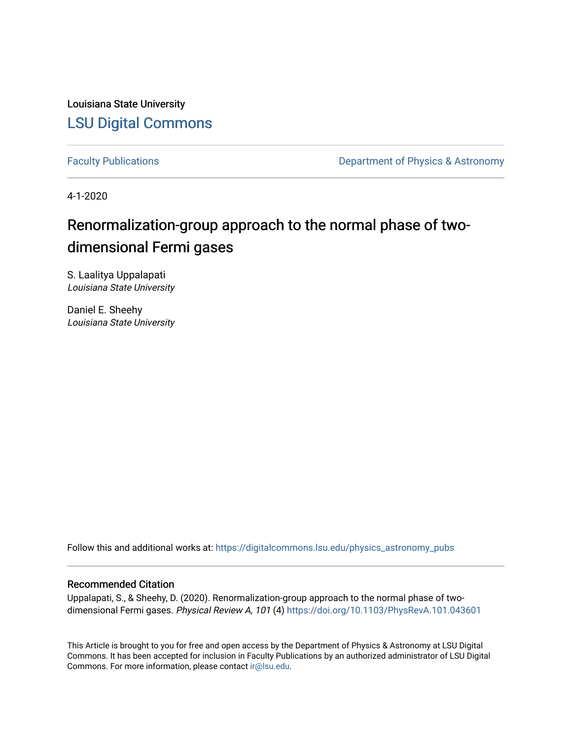Louisiana State University

## LSU Digital Commons

Faculty Publications | Department of Physics & Astronomy

4-1-2020

# Renormalization-group approach to the normal phase of two-dimensional Fermi gases

S. Laalitya Uppalapati
*Louisiana State University*

Daniel E. Sheehy
*Louisiana State University*

Follow this and additional works at: https://digitalcommons.lsu.edu/physics_astronomy_pubs

### Recommended Citation

Uppalapati, S., & Sheehy, D. (2020). Renormalization-group approach to the normal phase of two-dimensional Fermi gases. *Physical Review A, 101* (4) https://doi.org/10.1103/PhysRevA.101.043601

This Article is brought to you for free and open access by the Department of Physics & Astronomy at LSU Digital Commons. It has been accepted for inclusion in Faculty Publications by an authorized administrator of LSU Digital Commons. For more information, please contact ir@lsu.edu.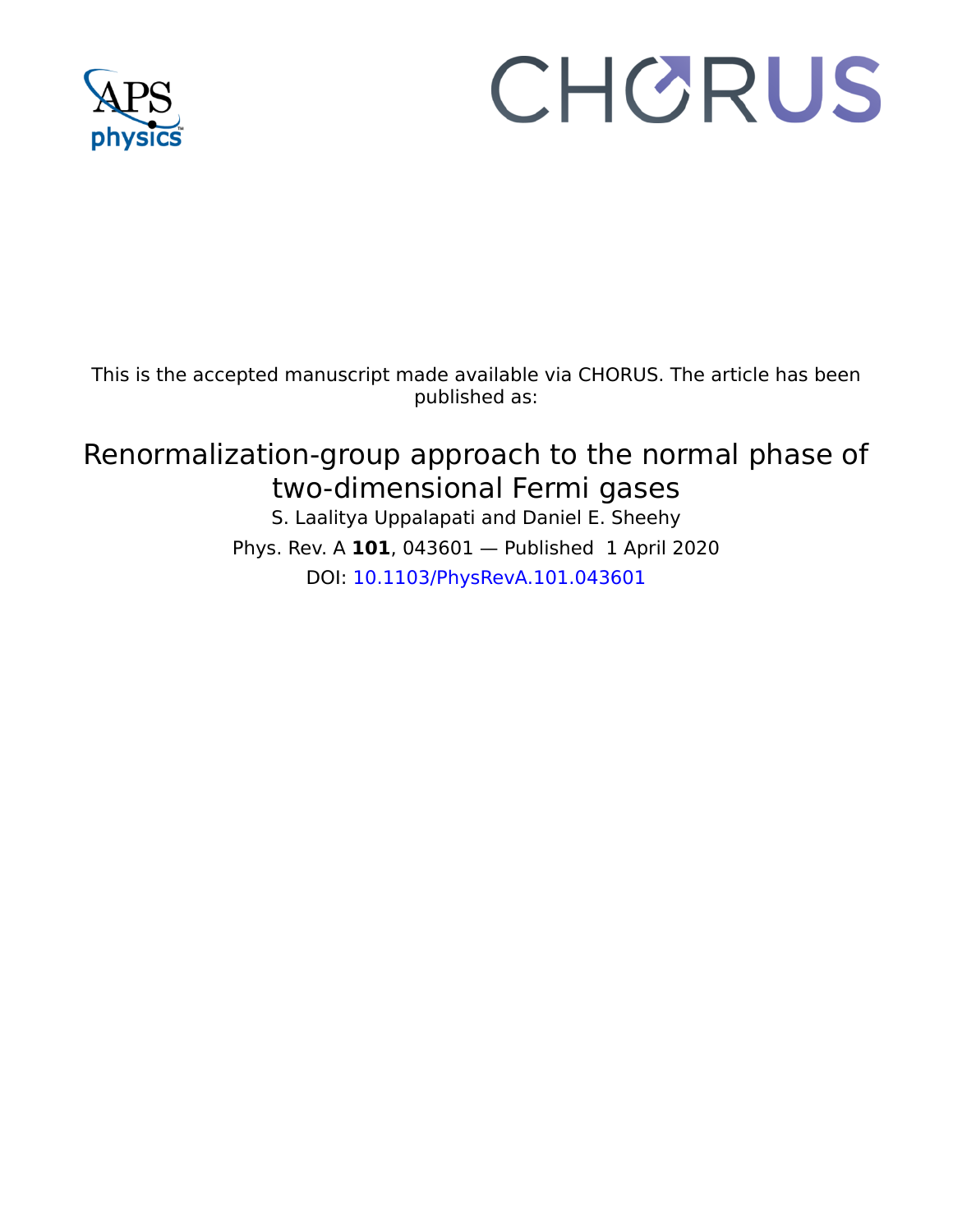This is the accepted manuscript made available via CHORUS. The article has been published as:

# Renormalization-group approach to the normal phase of two-dimensional Fermi gases

S. Laalitya Uppalapati and Daniel E. Sheehy

Phys. Rev. A **101**, 043601 — Published 1 April 2020

DOI: 10.1103/PhysRevA.101.043601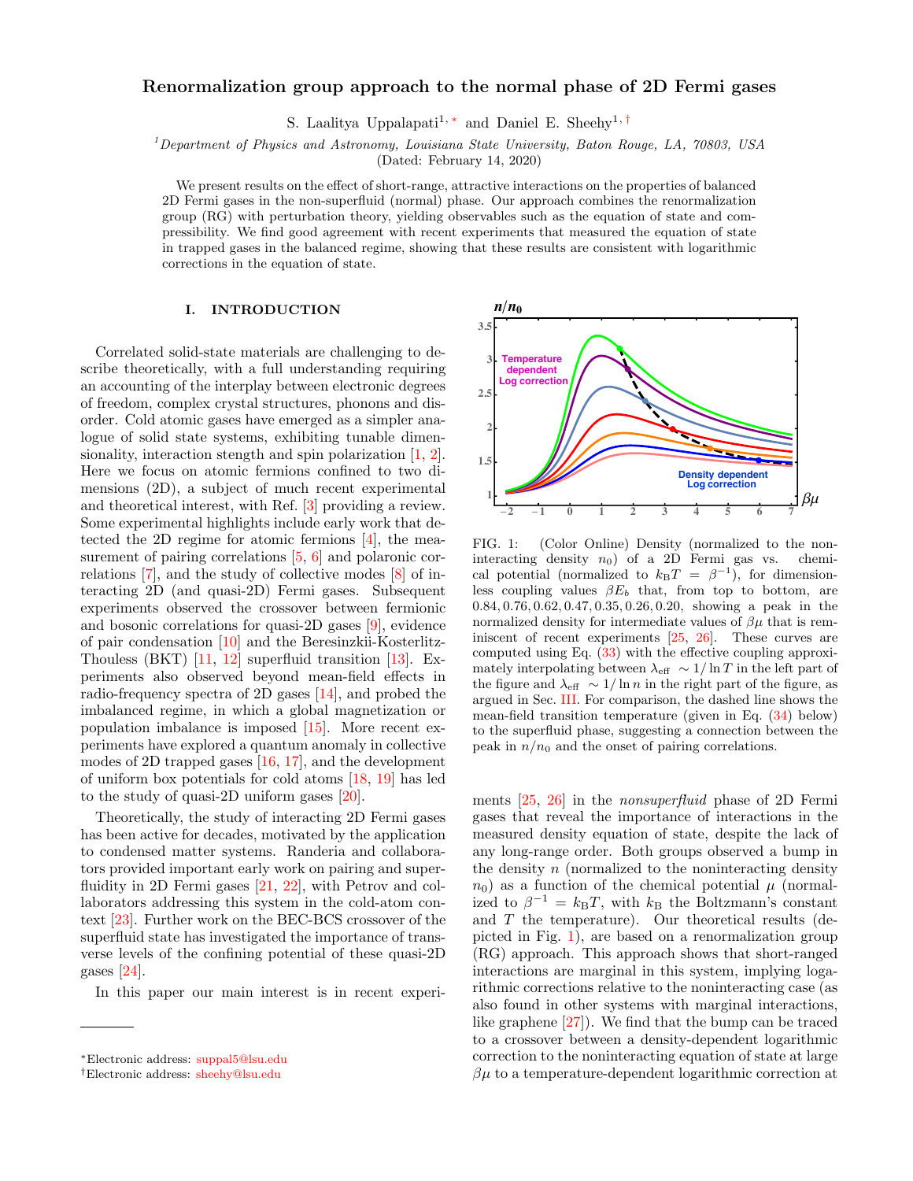# Renormalization group approach to the normal phase of 2D Fermi gases

S. Laalitya Uppalapati[1,*] and Daniel E. Sheehy[1,†]

[1] *Department of Physics and Astronomy, Louisiana State University, Baton Rouge, LA, 70803, USA*

(Dated: February 14, 2020)

We present results on the effect of short-range, attractive interactions on the properties of balanced 2D Fermi gases in the non-superfluid (normal) phase. Our approach combines the renormalization group (RG) with perturbation theory, yielding observables such as the equation of state and compressibility. We find good agreement with recent experiments that measured the equation of state in trapped gases in the balanced regime, showing that these results are consistent with logarithmic corrections in the equation of state.

## I. INTRODUCTION

Correlated solid-state materials are challenging to describe theoretically, with a full understanding requiring an accounting of the interplay between electronic degrees of freedom, complex crystal structures, phonons and disorder. Cold atomic gases have emerged as a simpler analogue of solid state systems, exhibiting tunable dimensionality, interaction stength and spin polarization [1, 2]. Here we focus on atomic fermions confined to two dimensions (2D), a subject of much recent experimental and theoretical interest, with Ref. [3] providing a review. Some experimental highlights include early work that detected the 2D regime for atomic fermions [4], the measurement of pairing correlations [5, 6] and polaronic correlations [7], and the study of collective modes [8] of interacting 2D (and quasi-2D) Fermi gases. Subsequent experiments observed the crossover between fermionic and bosonic correlations for quasi-2D gases [9], evidence of pair condensation [10] and the Beresinzkii-Kosterlitz-Thouless (BKT) [11, 12] superfluid transition [13]. Experiments also observed beyond mean-field effects in radio-frequency spectra of 2D gases [14], and probed the imbalanced regime, in which a global magnetization or population imbalance is imposed [15]. More recent experiments have explored a quantum anomaly in collective modes of 2D trapped gases [16, 17], and the development of uniform box potentials for cold atoms [18, 19] has led to the study of quasi-2D uniform gases [20].

Theoretically, the study of interacting 2D Fermi gases has been active for decades, motivated by the application to condensed matter systems. Randeria and collaborators provided important early work on pairing and superfluidity in 2D Fermi gases [21, 22], with Petrov and collaborators addressing this system in the cold-atom context [23]. Further work on the BEC-BCS crossover of the superfluid state has investigated the importance of transverse levels of the confining potential of these quasi-2D gases [24].

In this paper our main interest is in recent experiments [25, 26] in the *nonsuperfluid* phase of 2D Fermi gases that reveal the importance of interactions in the measured density equation of state, despite the lack of any long-range order. Both groups observed a bump in the density $n$ (normalized to the noninteracting density $n_0$) as a function of the chemical potential $\mu$ (normalized to $\beta^{-1} = k_B T$, with $k_B$ the Boltzmann's constant and $T$ the temperature). Our theoretical results (depicted in Fig. 1), are based on a renormalization group (RG) approach. This approach shows that short-ranged interactions are marginal in this system, implying logarithmic corrections relative to the noninteracting case (as also found in other systems with marginal interactions, like graphene [27]). We find that the bump can be traced to a crossover between a density-dependent logarithmic correction to the noninteracting equation of state at large $\beta\mu$ to a temperature-dependent logarithmic correction at

FIG. 1: (Color Online) Density (normalized to the noninteracting density $n_0$) of a 2D Fermi gas vs. chemical potential $\mu$ (normalized to $k_B T = \beta^{-1}$), for dimensionless coupling values $\beta E_b$ that, from top to bottom, are $0.84, 0.76, 0.62, 0.47, 0.35, 0.26, 0.20$, showing a peak in the normalized density for intermediate values of $\beta\mu$ that is reminiscent of recent experiments [25, 26]. These curves are computed using Eq. (33) with the effective coupling approximately interpolating between $\lambda_{\rm eff} \sim 1/\ln T$ in the left part of the figure and $\lambda_{\rm eff} \sim 1/\ln n$ in the right part of the figure, as argued in Sec. III. For comparison, the dashed line shows the mean-field transition temperature (given in Eq. (34) below) to the superfluid phase, suggesting a connection between the peak in $n/n_0$ and the onset of pairing correlations.

---

*Electronic address: suppal5@lsu.edu

†Electronic address: sheehy@lsu.edu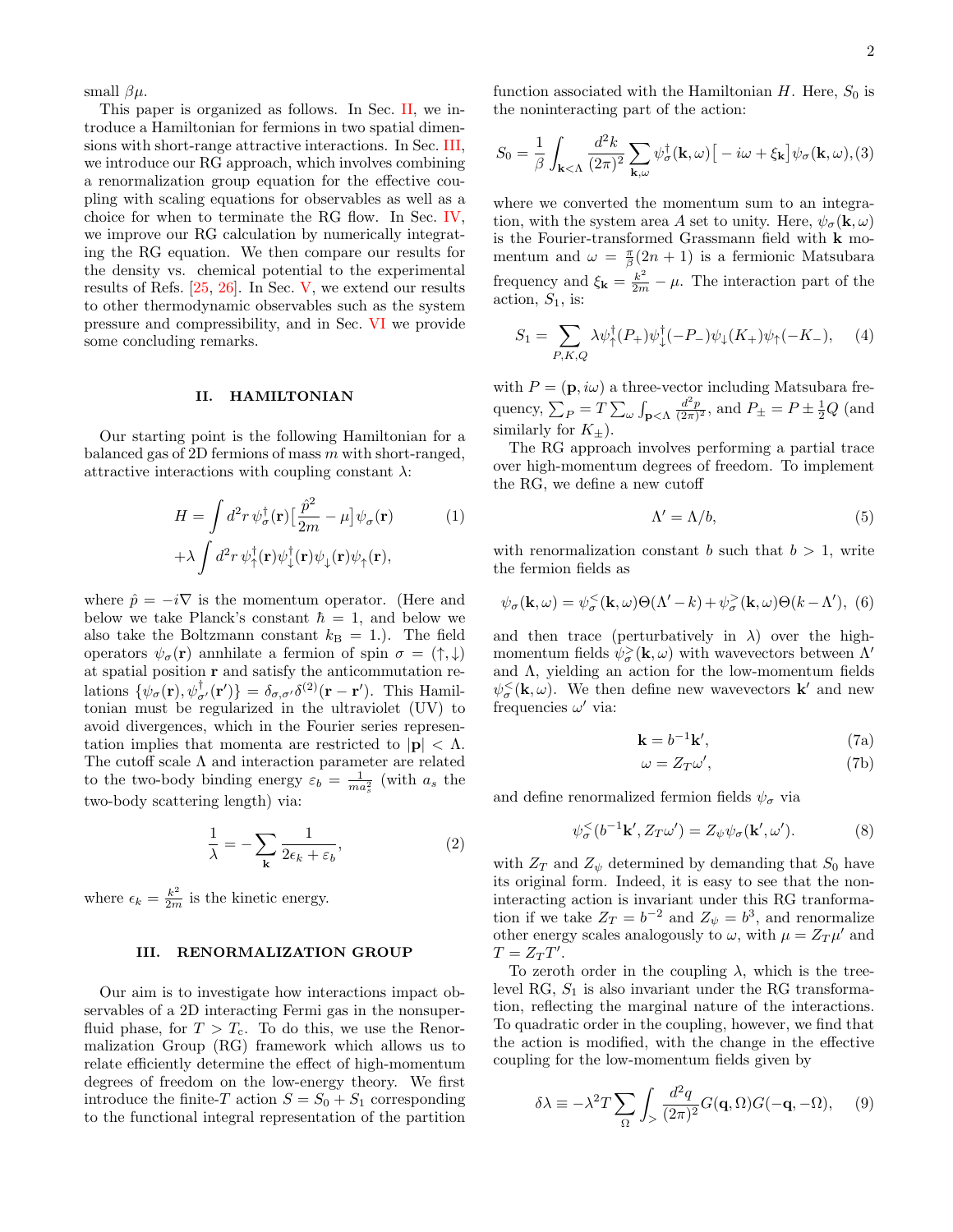small $\beta\mu$.

This paper is organized as follows. In Sec. II, we introduce a Hamiltonian for fermions in two spatial dimensions with short-range attractive interactions. In Sec. III, we introduce our RG approach, which involves combining a renormalization group equation for the effective coupling with scaling equations for observables as well as a choice for when to terminate the RG flow. In Sec. IV, we improve our RG calculation by numerically integrating the RG equation. We then compare our results for the density vs. chemical potential to the experimental results of Refs. [25, 26]. In Sec. V, we extend our results to other thermodynamic observables such as the system pressure and compressibility, and in Sec. VI we provide some concluding remarks.

## II. HAMILTONIAN

Our starting point is the following Hamiltonian for a balanced gas of 2D fermions of mass $m$ with short-ranged, attractive interactions with coupling constant $\lambda$:

$$H = \int d^2r\, \psi_\sigma^\dagger(\mathbf{r})\big[\frac{\hat{p}^2}{2m} - \mu\big]\psi_\sigma(\mathbf{r}) \qquad (1)$$
$$+\lambda \int d^2r\, \psi_\uparrow^\dagger(\mathbf{r})\psi_\downarrow^\dagger(\mathbf{r})\psi_\downarrow(\mathbf{r})\psi_\uparrow(\mathbf{r}),$$

where $\hat{p} = -i\nabla$ is the momentum operator. (Here and below we take Planck's constant $\hbar = 1$, and below we also take the Boltzmann constant $k_\mathrm{B} = 1$.). The field operators $\psi_\sigma(\mathbf{r})$ annhilate a fermion of spin $\sigma = (\uparrow, \downarrow)$ at spatial position $\mathbf{r}$ and satisfy the anticommutation relations $\{\psi_\sigma(\mathbf{r}), \psi_{\sigma'}^\dagger(\mathbf{r}')\} = \delta_{\sigma,\sigma'}\delta^{(2)}(\mathbf{r}-\mathbf{r}')$. This Hamiltonian must be regularized in the ultraviolet (UV) to avoid divergences, which in the Fourier series representation implies that momenta are restricted to $|\mathbf{p}| < \Lambda$. The cutoff scale $\Lambda$ and interaction parameter are related to the two-body binding energy $\varepsilon_b = \frac{1}{ma_s^2}$ (with $a_s$ the two-body scattering length) via:

$$\frac{1}{\lambda} = -\sum_{\mathbf{k}} \frac{1}{2\epsilon_k + \varepsilon_b}, \qquad (2)$$

where $\epsilon_k = \frac{k^2}{2m}$ is the kinetic energy.

## III. RENORMALIZATION GROUP

Our aim is to investigate how interactions impact observables of a 2D interacting Fermi gas in the nonsuperfluid phase, for $T > T_\mathrm{c}$. To do this, we use the Renormalization Group (RG) framework which allows us to relate efficiently determine the effect of high-momentum degrees of freedom on the low-energy theory. We first introduce the finite-$T$ action $S = S_0 + S_1$ corresponding to the functional integral representation of the partition function associated with the Hamiltonian $H$. Here, $S_0$ is the noninteracting part of the action:

$$S_0 = \frac{1}{\beta}\int_{\mathbf{k}<\Lambda} \frac{d^2k}{(2\pi)^2} \sum_{\mathbf{k},\omega} \psi_\sigma^\dagger(\mathbf{k},\omega)\big[-i\omega + \xi_\mathbf{k}\big]\psi_\sigma(\mathbf{k},\omega), (3)$$

where we converted the momentum sum to an integration, with the system area $A$ set to unity. Here, $\psi_\sigma(\mathbf{k},\omega)$ is the Fourier-transformed Grassmann field with $\mathbf{k}$ momentum and $\omega = \frac{\pi}{\beta}(2n+1)$ is a fermionic Matsubara frequency and $\xi_\mathbf{k} = \frac{k^2}{2m} - \mu$. The interaction part of the action, $S_1$, is:

$$S_1 = \sum_{P,K,Q} \lambda \psi_\uparrow^\dagger(P_+)\psi_\downarrow^\dagger(-P_-)\psi_\downarrow(K_+)\psi_\uparrow(-K_-), \qquad (4)$$

with $P = (\mathbf{p}, i\omega)$ a three-vector including Matsubara frequency, $\sum_P = T\sum_\omega \int_{\mathbf{p}<\Lambda} \frac{d^2p}{(2\pi)^2}$, and $P_\pm = P \pm \frac{1}{2}Q$ (and similarly for $K_\pm$).

The RG approach involves performing a partial trace over high-momentum degrees of freedom. To implement the RG, we define a new cutoff

$$\Lambda' = \Lambda/b, \qquad (5)$$

with renormalization constant $b$ such that $b > 1$, write the fermion fields as

$$\psi_\sigma(\mathbf{k},\omega) = \psi_\sigma^<(\mathbf{k},\omega)\Theta(\Lambda' - k) + \psi_\sigma^>(\mathbf{k},\omega)\Theta(k - \Lambda'), \ (6)$$

and then trace (perturbatively in $\lambda$) over the high-momentum fields $\psi_\sigma^>(\mathbf{k},\omega)$ with wavevectors between $\Lambda'$ and $\Lambda$, yielding an action for the low-momentum fields $\psi_\sigma^<(\mathbf{k},\omega)$. We then define new wavevectors $\mathbf{k}'$ and new frequencies $\omega'$ via:

$$\mathbf{k} = b^{-1}\mathbf{k}', \qquad (7a)$$
$$\omega = Z_T\omega', \qquad (7b)$$

and define renormalized fermion fields $\psi_\sigma$ via

$$\psi_\sigma^<(b^{-1}\mathbf{k}', Z_T\omega') = Z_\psi\psi_\sigma(\mathbf{k}',\omega'). \qquad (8)$$

with $Z_T$ and $Z_\psi$ determined by demanding that $S_0$ have its original form. Indeed, it is easy to see that the noninteracting action is invariant under this RG tranformation if we take $Z_T = b^{-2}$ and $Z_\psi = b^3$, and renormalize other energy scales analogously to $\omega$, with $\mu = Z_T\mu'$ and $T = Z_T T'$.

To zeroth order in the coupling $\lambda$, which is the tree-level RG, $S_1$ is also invariant under the RG transformation, reflecting the marginal nature of the interactions. To quadratic order in the coupling, however, we find that the action is modified, with the change in the effective coupling for the low-momentum fields given by

$$\delta\lambda \equiv -\lambda^2 T\sum_\Omega \int_> \frac{d^2q}{(2\pi)^2} G(\mathbf{q},\Omega)G(-\mathbf{q},-\Omega), \qquad (9)$$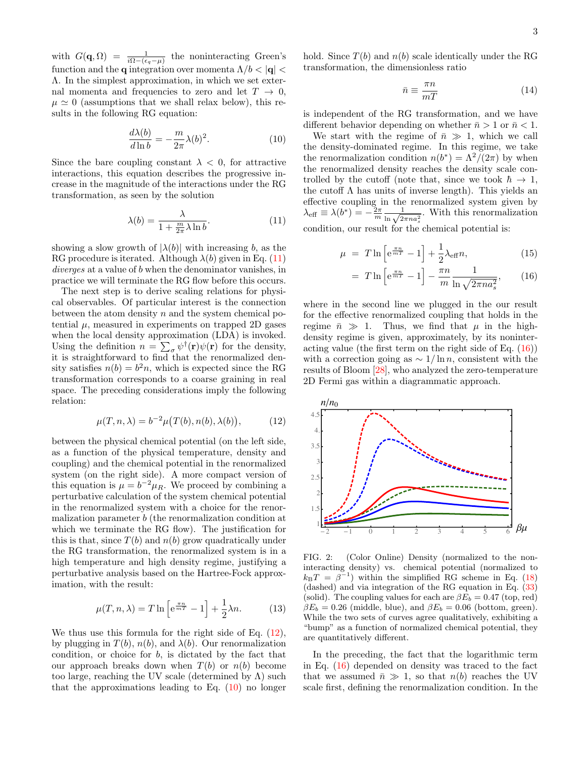with $G(\mathbf{q},\Omega) = \frac{1}{i\Omega-(\epsilon_q-\mu)}$ the noninteracting Green's function and the $\mathbf{q}$ integration over momenta $\Lambda/b < |\mathbf{q}| < \Lambda$. In the simplest approximation, in which we set external momenta and frequencies to zero and let $T \to 0$, $\mu \simeq 0$ (assumptions that we shall relax below), this results in the following RG equation:

$$\frac{d\lambda(b)}{d\ln b} = -\frac{m}{2\pi}\lambda(b)^2. \tag{10}$$

Since the bare coupling constant $\lambda < 0$, for attractive interactions, this equation describes the progressive increase in the magnitude of the interactions under the RG transformation, as seen by the solution

$$\lambda(b) = \frac{\lambda}{1+\frac{m}{2\pi}\lambda\ln b}. \tag{11}$$

showing a slow growth of $|\lambda(b)|$ with increasing $b$, as the RG procedure is iterated. Although $\lambda(b)$ given in Eq. (11) *diverges* at a value of $b$ when the denominator vanishes, in practice we will terminate the RG flow before this occurs.

The next step is to derive scaling relations for physical observables. Of particular interest is the connection between the atom density $n$ and the system chemical potential $\mu$, measured in experiments on trapped 2D gases when the local density approximation (LDA) is invoked. Using the definition $n = \sum_\sigma \psi^\dagger(\mathbf{r})\psi(\mathbf{r})$ for the density, it is straightforward to find that the renormalized density satisfies $n(b) = b^2 n$, which is expected since the RG transformation corresponds to a coarse graining in real space. The preceding considerations imply the following relation:

$$\mu(T,n,\lambda) = b^{-2}\mu\big(T(b),n(b),\lambda(b)\big), \tag{12}$$

between the physical chemical potential (on the left side, as a function of the physical temperature, density and coupling) and the chemical potential in the renormalized system (on the right side). A more compact version of this equation is $\mu = b^{-2}\mu_R$. We proceed by combining a perturbative calculation of the system chemical potential in the renormalized system with a choice for the renormalization parameter $b$ (the renormalization condition at which we terminate the RG flow). The justification for this is that, since $T(b)$ and $n(b)$ grow quadratically under the RG transformation, the renormalized system is in a high temperature and high density regime, justifying a perturbative analysis based on the Hartree-Fock approximation, with the result:

$$\mu(T,n,\lambda) = T\ln\left[\mathrm{e}^{\frac{\pi n}{mT}}-1\right]+\frac{1}{2}\lambda n. \tag{13}$$

We thus use this formula for the right side of Eq. (12), by plugging in $T(b)$, $n(b)$, and $\lambda(b)$. Our renormalization condition, or choice for $b$, is dictated by the fact that our approach breaks down when $T(b)$ or $n(b)$ become too large, reaching the UV scale (determined by $\Lambda$) such that the approximations leading to Eq. (10) no longer hold. Since $T(b)$ and $n(b)$ scale identically under the RG transformation, the dimensionless ratio

$$\bar{n} \equiv \frac{\pi n}{mT} \tag{14}$$

is independent of the RG transformation, and we have different behavior depending on whether $\bar{n} > 1$ or $\bar{n} < 1$.

We start with the regime of $\bar{n} \gg 1$, which we call the density-dominated regime. In this regime, we take the renormalization condition $n(b^*) = \Lambda^2/(2\pi)$ by when the renormalized density reaches the density scale controlled by the cutoff (note that, since we took $\hbar \to 1$, the cutoff $\Lambda$ has units of inverse length). This yields an effective coupling in the renormalized system given by $\lambda_{\text{eff}} \equiv \lambda(b^*) = -\frac{2\pi}{m}\frac{1}{\ln\sqrt{2\pi n a_s^2}}$. With this renormalization condition, our result for the chemical potential is:

$$\begin{aligned}\mu &= T\ln\left[\mathrm{e}^{\frac{\pi n}{mT}}-1\right]+\frac{1}{2}\lambda_{\text{eff}}n, &(15)\\ &= T\ln\left[\mathrm{e}^{\frac{\pi n}{mT}}-1\right]-\frac{\pi n}{m}\frac{1}{\ln\sqrt{2\pi n a_s^2}}, &(16)\end{aligned}$$

where in the second line we plugged in the our result for the effective renormalized coupling that holds in the regime $\bar{n} \gg 1$. Thus, we find that $\mu$ in the high-density regime is given, approximately, by its noninteracting value (the first term on the right side of Eq. (16)) with a correction going as $\sim 1/\ln n$, consistent with the results of Bloom [28], who analyzed the zero-temperature 2D Fermi gas within a diagrammatic approach.

FIG. 2: (Color Online) Density (normalized to the noninteracting density) vs. chemical potential (normalized to $k_BT = \beta^{-1}$) within the simplified RG scheme in Eq. (18) (dashed) and via integration of the RG equation in Eq. (33) (solid). The coupling values for each are $\beta E_b = 0.47$ (top, red) $\beta E_b = 0.26$ (middle, blue), and $\beta E_b = 0.06$ (bottom, green). While the two sets of curves agree qualitatively, exhibiting a "bump" as a function of normalized chemical potential, they are quantitatively different.

In the preceding, the fact that the logarithmic term in Eq. (16) depended on density was traced to the fact that we assumed $\bar{n} \gg 1$, so that $n(b)$ reaches the UV scale first, defining the renormalization condition. In the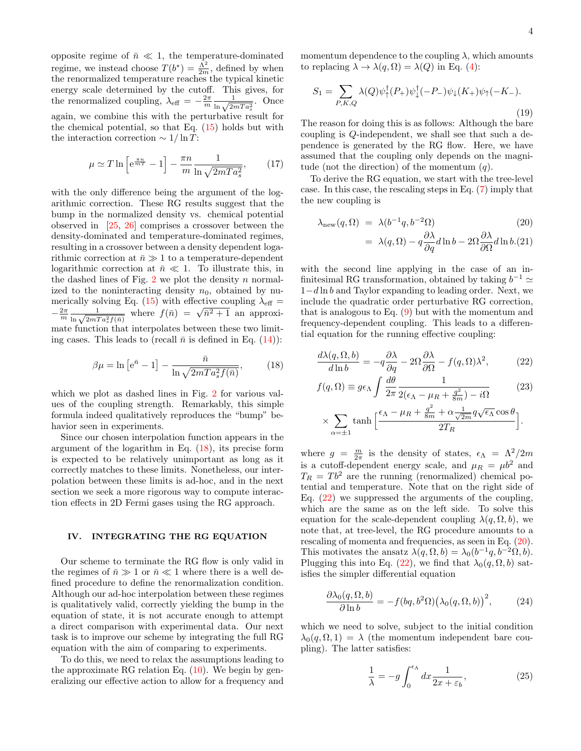opposite regime of $\bar{n} \ll 1$, the temperature-dominated regime, we instead choose $T(b^*) = \frac{\Lambda^2}{2m}$, defined by when the renormalized temperature reaches the typical kinetic energy scale determined by the cutoff. This gives, for the renormalized coupling, $\lambda_{\text{eff}} = -\frac{2\pi}{m}\frac{1}{\ln\sqrt{2mTa_s^2}}$. Once again, we combine this with the perturbative result for the chemical potential, so that Eq. (15) holds but with the interaction correction $\sim 1/\ln T$:

$$\mu \simeq T\ln\left[e^{\frac{\pi n}{mT}} - 1\right] - \frac{\pi n}{m}\frac{1}{\ln\sqrt{2mTa_s^2}}, \tag{17}$$

with the only difference being the argument of the logarithmic correction. These RG results suggest that the bump in the normalized density vs. chemical potential observed in [25, 26] comprises a crossover between the density-dominated and temperature-dominated regimes, resulting in a crossover between a density dependent logarithmic correction at $\bar{n} \gg 1$ to a temperature-dependent logarithmic correction at $\bar{n} \ll 1$. To illustrate this, in the dashed lines of Fig. 2 we plot the density $n$ normalized to the noninteracting density $n_0$, obtained by numerically solving Eq. (15) with effective coupling $\lambda_{\text{eff}} = -\frac{2\pi}{m}\frac{1}{\ln\sqrt{2mTa_s^2 f(\bar{n})}}$ where $f(\bar{n}) = \sqrt{\bar{n}^2+1}$ an approximate function that interpolates between these two limiting cases. This leads to (recall $\bar{n}$ is defined in Eq. (14)):

$$\beta\mu = \ln\left[e^{\bar{n}} - 1\right] - \frac{\bar{n}}{\ln\sqrt{2mTa_s^2 f(\bar{n})}}, \tag{18}$$

which we plot as dashed lines in Fig. 2 for various values of the coupling strength. Remarkably, this simple formula indeed qualitatively reproduces the "bump" behavior seen in experiments.

Since our chosen interpolation function appears in the argument of the logarithm in Eq. (18), its precise form is expected to be relatively unimportant as long as it correctly matches to these limits. Nonetheless, our interpolation between these limits is ad-hoc, and in the next section we seek a more rigorous way to compute interaction effects in 2D Fermi gases using the RG approach.

## IV. INTEGRATING THE RG EQUATION

Our scheme to terminate the RG flow is only valid in the regimes of $\bar{n} \gg 1$ or $\bar{n} \ll 1$ where there is a well defined procedure to define the renormalization condition. Although our ad-hoc interpolation between these regimes is qualitatively valid, correctly yielding the bump in the equation of state, it is not accurate enough to attempt a direct comparison with experimental data. Our next task is to improve our scheme by integrating the full RG equation with the aim of comparing to experiments.

To do this, we need to relax the assumptions leading to the approximate RG relation Eq. (10). We begin by generalizing our effective action to allow for a frequency and momentum dependence to the coupling $\lambda$, which amounts to replacing $\lambda \to \lambda(q,\Omega) = \lambda(Q)$ in Eq. (4):

$$S_1 = \sum_{P,K,Q} \lambda(Q)\psi_\uparrow^\dagger(P_+)\psi_\downarrow^\dagger(-P_-)\psi_\downarrow(K_+)\psi_\uparrow(-K_-). \tag{19}$$

The reason for doing this is as follows: Although the bare coupling is $Q$-independent, we shall see that such a dependence is generated by the RG flow. Here, we have assumed that the coupling only depends on the magnitude (not the direction) of the momentum ($q$).

To derive the RG equation, we start with the tree-level case. In this case, the rescaling steps in Eq. (7) imply that the new coupling is

$$\begin{aligned}\lambda_{\text{new}}(q,\Omega) &= \lambda(b^{-1}q, b^{-2}\Omega) & (20)\\ &= \lambda(q,\Omega) - q\frac{\partial\lambda}{\partial q}d\ln b - 2\Omega\frac{\partial\lambda}{\partial\Omega}d\ln b. & (21)\end{aligned}$$

with the second line applying in the case of an infinitesimal RG transformation, obtained by taking $b^{-1} \simeq 1 - d\ln b$ and Taylor expanding to leading order. Next, we include the quadratic order perturbative RG correction, that is analogous to Eq. (9) but with the momentum and frequency-dependent coupling. This leads to a differential equation for the running effective coupling:

$$\frac{d\lambda(q,\Omega,b)}{d\ln b} = -q\frac{\partial\lambda}{\partial q} - 2\Omega\frac{\partial\lambda}{\partial\Omega} - f(q,\Omega)\lambda^2, \tag{22}$$

$$f(q,\Omega) \equiv g\epsilon_\Lambda \int \frac{d\theta}{2\pi}\frac{1}{2(\epsilon_\Lambda - \mu_R + \frac{q^2}{8m}) - i\Omega} \tag{23}$$

$$\times \sum_{\alpha=\pm1}\tanh\Big[\frac{\epsilon_\Lambda - \mu_R + \frac{q^2}{8m} + \alpha\frac{1}{\sqrt{2m}}q\sqrt{\epsilon_\Lambda}\cos\theta}{2T_R}\Big].$$

where $g = \frac{m}{2\pi}$ is the density of states, $\epsilon_\Lambda = \Lambda^2/2m$ is a cutoff-dependent energy scale, and $\mu_R = \mu b^2$ and $T_R = Tb^2$ are the running (renormalized) chemical potential and temperature. Note that on the right side of Eq. (22) we suppressed the arguments of the coupling, which are the same as on the left side. To solve this equation for the scale-dependent coupling $\lambda(q,\Omega,b)$, we note that, at tree-level, the RG procedure amounts to a rescaling of momenta and frequencies, as seen in Eq. (20). This motivates the ansatz $\lambda(q,\Omega,b) = \lambda_0(b^{-1}q, b^{-2}\Omega, b)$. Plugging this into Eq. (22), we find that $\lambda_0(q,\Omega,b)$ satisfies the simpler differential equation

$$\frac{\partial\lambda_0(q,\Omega,b)}{\partial\ln b} = -f(bq, b^2\Omega)\big(\lambda_0(q,\Omega,b)\big)^2, \tag{24}$$

which we need to solve, subject to the initial condition $\lambda_0(q,\Omega,1) = \lambda$ (the momentum independent bare coupling). The latter satisfies:

$$\frac{1}{\lambda} = -g\int_0^{\epsilon_\Lambda} dx\frac{1}{2x+\varepsilon_b}, \tag{25}$$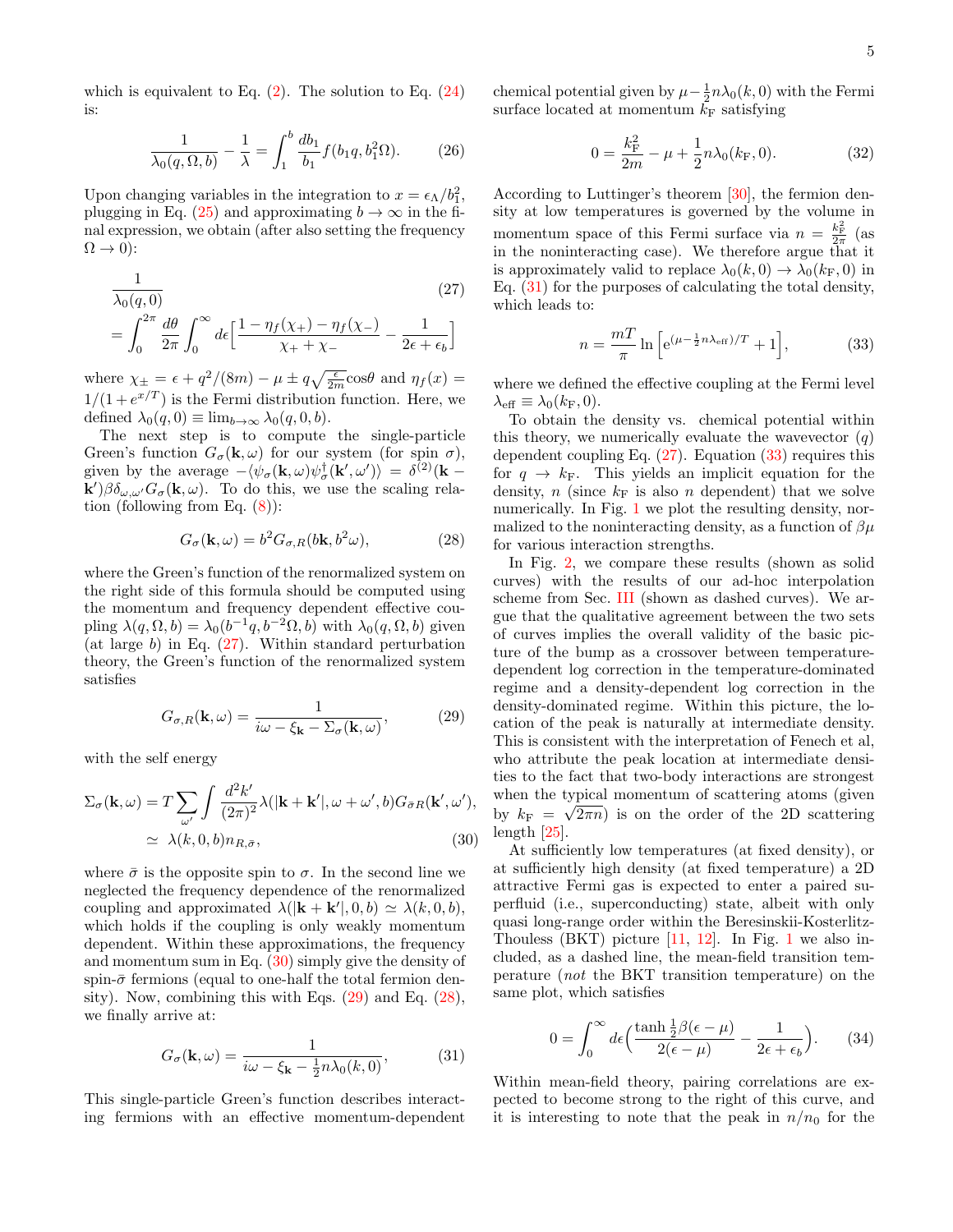which is equivalent to Eq. (2). The solution to Eq. (24) is:

$$\frac{1}{\lambda_0(q,\Omega,b)} - \frac{1}{\lambda} = \int_1^b \frac{db_1}{b_1} f(b_1 q, b_1^2\Omega). \tag{26}$$

Upon changing variables in the integration to $x = \epsilon_\Lambda/b_1^2$, plugging in Eq. (25) and approximating $b \to \infty$ in the final expression, we obtain (after also setting the frequency $\Omega \to 0$):

$$\frac{1}{\lambda_0(q,0)} = \int_0^{2\pi} \frac{d\theta}{2\pi} \int_0^\infty d\epsilon \Big[\frac{1-\eta_f(\chi_+)-\eta_f(\chi_-)}{\chi_+ + \chi_-} - \frac{1}{2\epsilon+\epsilon_b}\Big] \tag{27}$$

where $\chi_\pm = \epsilon + q^2/(8m) - \mu \pm q\sqrt{\frac{\epsilon}{2m}}\cos\theta$ and $\eta_f(x) = 1/(1+e^{x/T})$ is the Fermi distribution function. Here, we defined $\lambda_0(q,0) \equiv \lim_{b\to\infty}\lambda_0(q,0,b)$.

The next step is to compute the single-particle Green's function $G_\sigma(\mathbf{k},\omega)$ for our system (for spin $\sigma$), given by the average $-\langle \psi_\sigma(\mathbf{k},\omega)\psi_\sigma^\dagger(\mathbf{k}',\omega')\rangle = \delta^{(2)}(\mathbf{k}-\mathbf{k}')\beta\delta_{\omega,\omega'}G_\sigma(\mathbf{k},\omega)$. To do this, we use the scaling relation (following from Eq. (8)):

$$G_\sigma(\mathbf{k},\omega) = b^2 G_{\sigma,R}(b\mathbf{k}, b^2\omega), \tag{28}$$

where the Green's function of the renormalized system on the right side of this formula should be computed using the momentum and frequency dependent effective coupling $\lambda(q,\Omega,b) = \lambda_0(b^{-1}q, b^{-2}\Omega, b)$ with $\lambda_0(q,\Omega,b)$ given (at large $b$) in Eq. (27). Within standard perturbation theory, the Green's function of the renormalized system satisfies

$$G_{\sigma,R}(\mathbf{k},\omega) = \frac{1}{i\omega - \xi_{\mathbf{k}} - \Sigma_\sigma(\mathbf{k},\omega)}, \tag{29}$$

with the self energy

$$\begin{aligned}\Sigma_\sigma(\mathbf{k},\omega) &= T\sum_{\omega'}\int \frac{d^2k'}{(2\pi)^2}\lambda(|\mathbf{k}+\mathbf{k}'|,\omega+\omega',b)G_{\bar\sigma R}(\mathbf{k}',\omega'), \\ &\simeq \lambda(k,0,b)n_{R,\bar\sigma},\end{aligned} \tag{30}$$

where $\bar\sigma$ is the opposite spin to $\sigma$. In the second line we neglected the frequency dependence of the renormalized coupling and approximated $\lambda(|\mathbf{k}+\mathbf{k}'|,0,b) \simeq \lambda(k,0,b)$, which holds if the coupling is only weakly momentum dependent. Within these approximations, the frequency and momentum sum in Eq. (30) simply give the density of spin-$\bar\sigma$ fermions (equal to one-half the total fermion density). Now, combining this with Eqs. (29) and Eq. (28), we finally arrive at:

$$G_\sigma(\mathbf{k},\omega) = \frac{1}{i\omega - \xi_{\mathbf{k}} - \frac{1}{2}n\lambda_0(k,0)}, \tag{31}$$

This single-particle Green's function describes interacting fermions with an effective momentum-dependent chemical potential given by $\mu - \frac{1}{2}n\lambda_0(k,0)$ with the Fermi surface located at momentum $k_F$ satisfying

$$0 = \frac{k_F^2}{2m} - \mu + \frac{1}{2}n\lambda_0(k_F,0). \tag{32}$$

According to Luttinger's theorem [30], the fermion density at low temperatures is governed by the volume in momentum space of this Fermi surface via $n = \frac{k_F^2}{2\pi}$ (as in the noninteracting case). We therefore argue that it is approximately valid to replace $\lambda_0(k,0) \to \lambda_0(k_F,0)$ in Eq. (31) for the purposes of calculating the total density, which leads to:

$$n = \frac{mT}{\pi}\ln\Big[e^{(\mu - \frac{1}{2}n\lambda_{\rm eff})/T} + 1\Big], \tag{33}$$

where we defined the effective coupling at the Fermi level $\lambda_{\rm eff} \equiv \lambda_0(k_F,0)$.

To obtain the density vs. chemical potential within this theory, we numerically evaluate the wavevector ($q$) dependent coupling Eq. (27). Equation (33) requires this for $q \to k_F$. This yields an implicit equation for the density, $n$ (since $k_F$ is also $n$ dependent) that we solve numerically. In Fig. 1 we plot the resulting density, normalized to the noninteracting density, as a function of $\beta\mu$ for various interaction strengths.

In Fig. 2, we compare these results (shown as solid curves) with the results of our ad-hoc interpolation scheme from Sec. III (shown as dashed curves). We argue that the qualitative agreement between the two sets of curves implies the overall validity of the basic picture of the bump as a crossover between temperature-dependent log correction in the temperature-dominated regime and a density-dependent log correction in the density-dominated regime. Within this picture, the location of the peak is naturally at intermediate density. This is consistent with the interpretation of Fenech et al, who attribute the peak location at intermediate densities to the fact that two-body interactions are strongest when the typical momentum of scattering atoms (given by $k_F = \sqrt{2\pi n}$) is on the order of the 2D scattering length [25].

At sufficiently low temperatures (at fixed density), or at sufficiently high density (at fixed temperature) a 2D attractive Fermi gas is expected to enter a paired superfluid (i.e., superconducting) state, albeit with only quasi long-range order within the Beresinskii-Kosterlitz-Thouless (BKT) picture [11, 12]. In Fig. 1 we also included, as a dashed line, the mean-field transition temperature (*not* the BKT transition temperature) on the same plot, which satisfies

$$0 = \int_0^\infty d\epsilon\Big(\frac{\tanh\frac{1}{2}\beta(\epsilon-\mu)}{2(\epsilon-\mu)} - \frac{1}{2\epsilon+\epsilon_b}\Big). \tag{34}$$

Within mean-field theory, pairing correlations are expected to become strong to the right of this curve, and it is interesting to note that the peak in $n/n_0$ for the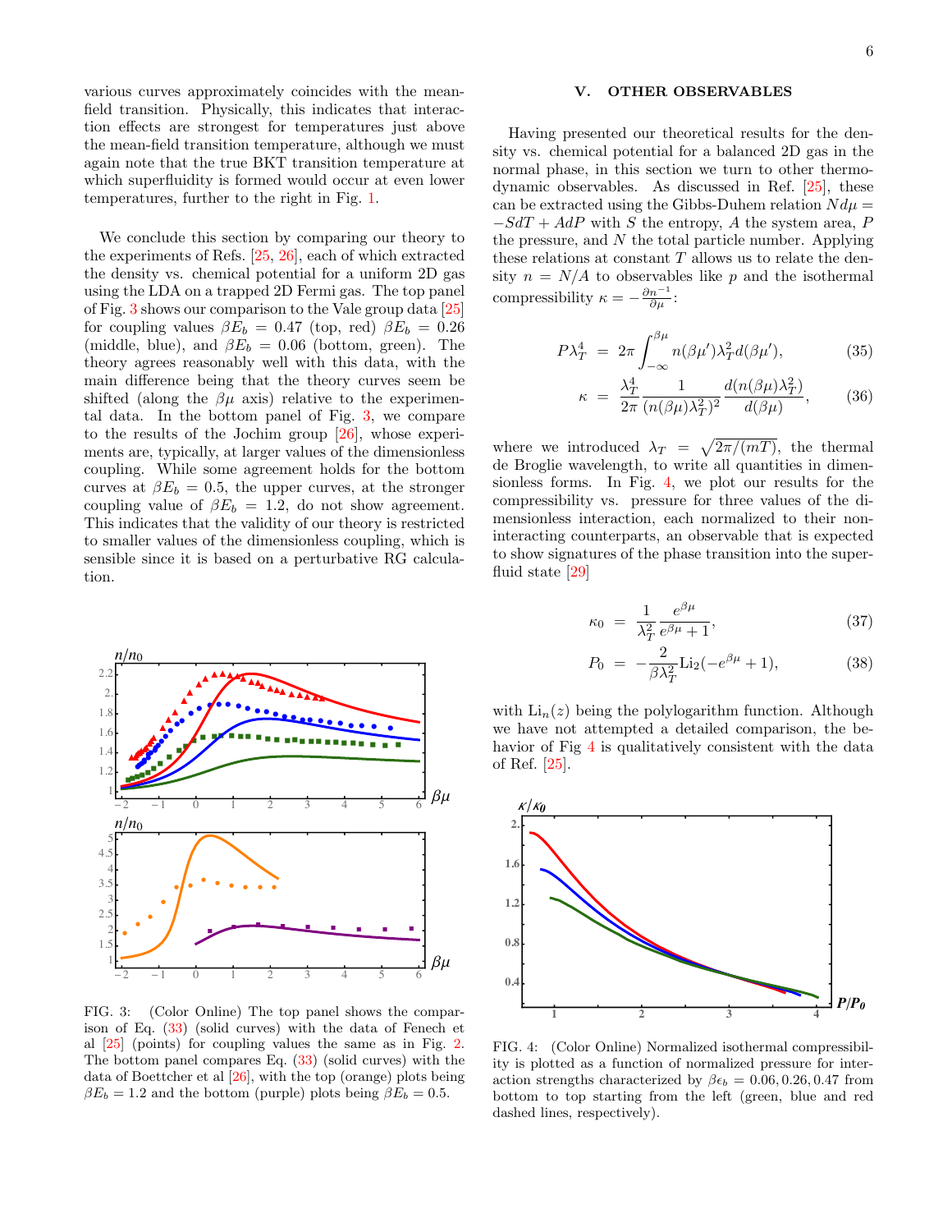various curves approximately coincides with the mean-field transition. Physically, this indicates that interaction effects are strongest for temperatures just above the mean-field transition temperature, although we must again note that the true BKT transition temperature at which superfluidity is formed would occur at even lower temperatures, further to the right in Fig. 1.

We conclude this section by comparing our theory to the experiments of Refs. [25, 26], each of which extracted the density vs. chemical potential for a uniform 2D gas using the LDA on a trapped 2D Fermi gas. The top panel of Fig. 3 shows our comparison to the Vale group data [25] for coupling values $\beta E_b = 0.47$ (top, red) $\beta E_b = 0.26$ (middle, blue), and $\beta E_b = 0.06$ (bottom, green). The theory agrees reasonably well with this data, with the main difference being that the theory curves seem be shifted (along the $\beta\mu$ axis) relative to the experimental data. In the bottom panel of Fig. 3, we compare to the results of the Jochim group [26], whose experiments are, typically, at larger values of the dimensionless coupling. While some agreement holds for the bottom curves at $\beta E_b = 0.5$, the upper curves, at the stronger coupling value of $\beta E_b = 1.2$, do not show agreement. This indicates that the validity of our theory is restricted to smaller values of the dimensionless coupling, which is sensible since it is based on a perturbative RG calculation.

FIG. 3: (Color Online) The top panel shows the comparison of Eq. (33) (solid curves) with the data of Fenech et al [25] (points) for coupling values the same as in Fig. 2. The bottom panel compares Eq. (33) (solid curves) with the data of Boettcher et al [26], with the top (orange) plots being $\beta E_b = 1.2$ and the bottom (purple) plots being $\beta E_b = 0.5$.

## V. OTHER OBSERVABLES

Having presented our theoretical results for the density vs. chemical potential for a balanced 2D gas in the normal phase, in this section we turn to other thermodynamic observables. As discussed in Ref. [25], these can be extracted using the Gibbs-Duhem relation $Nd\mu = -SdT + AdP$ with $S$ the entropy, $A$ the system area, $P$ the pressure, and $N$ the total particle number. Applying these relations at constant $T$ allows us to relate the density $n = N/A$ to observables like $p$ and the isothermal compressibility $\kappa = -\frac{\partial n^{-1}}{\partial \mu}$:

$$P\lambda_T^4 = 2\pi \int_{-\infty}^{\beta\mu} n(\beta\mu')\lambda_T^2 d(\beta\mu'), \tag{35}$$

$$\kappa = \frac{\lambda_T^4}{2\pi} \frac{1}{(n(\beta\mu)\lambda_T^2)^2} \frac{d(n(\beta\mu)\lambda_T^2)}{d(\beta\mu)}, \tag{36}$$

where we introduced $\lambda_T = \sqrt{2\pi/(mT)}$, the thermal de Broglie wavelength, to write all quantities in dimensionless forms. In Fig. 4, we plot our results for the compressibility vs. pressure for three values of the dimensionless interaction, each normalized to their non-interacting counterparts, an observable that is expected to show signatures of the phase transition into the superfluid state [29]

$$\kappa_0 = \frac{1}{\lambda_T^2} \frac{e^{\beta\mu}}{e^{\beta\mu}+1}, \tag{37}$$

$$P_0 = -\frac{2}{\beta\lambda_T^2} \mathrm{Li}_2(-e^{\beta\mu}+1), \tag{38}$$

with $\mathrm{Li}_n(z)$ being the polylogarithm function. Although we have not attempted a detailed comparison, the behavior of Fig 4 is qualitatively consistent with the data of Ref. [25].

FIG. 4: (Color Online) Normalized isothermal compressibility is plotted as a function of normalized pressure for interaction strengths characterized by $\beta\epsilon_b = 0.06, 0.26, 0.47$ from bottom to top starting from the left (green, blue and red dashed lines, respectively).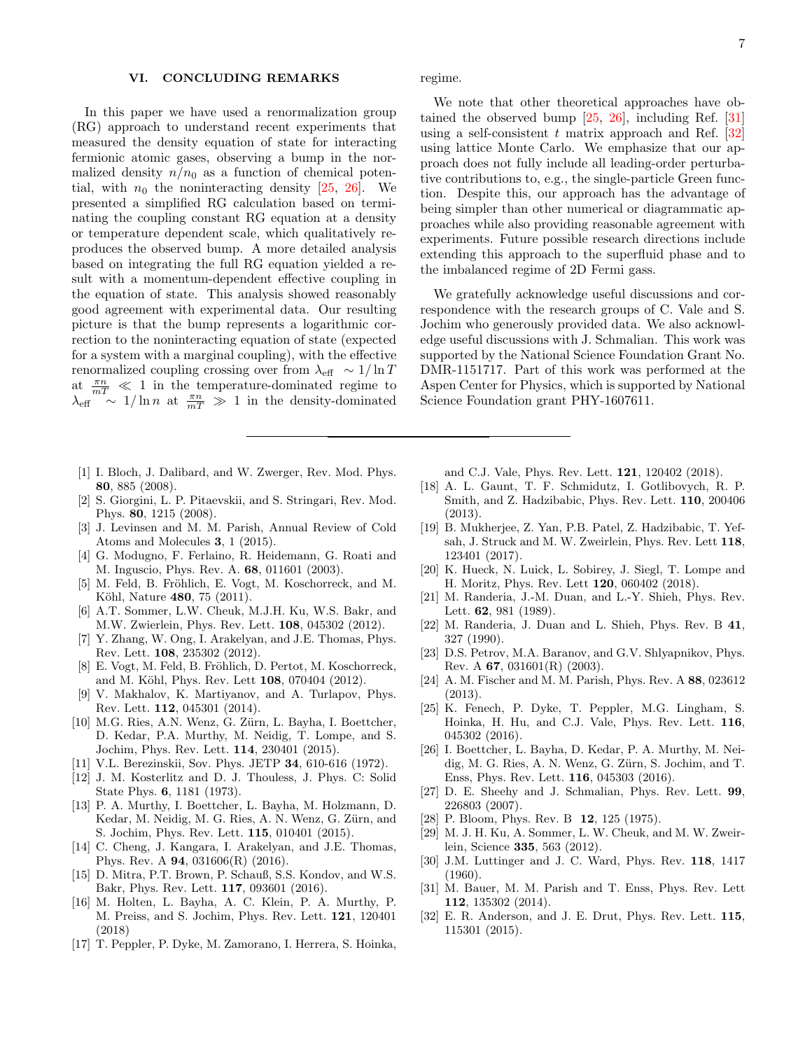## VI. CONCLUDING REMARKS

In this paper we have used a renormalization group (RG) approach to understand recent experiments that measured the density equation of state for interacting fermionic atomic gases, observing a bump in the normalized density $n/n_0$ as a function of chemical potential, with $n_0$ the noninteracting density [25, 26]. We presented a simplified RG calculation based on terminating the coupling constant RG equation at a density or temperature dependent scale, which qualitatively reproduces the observed bump. A more detailed analysis based on integrating the full RG equation yielded a result with a momentum-dependent effective coupling in the equation of state. This analysis showed reasonably good agreement with experimental data. Our resulting picture is that the bump represents a logarithmic correction to the noninteracting equation of state (expected for a system with a marginal coupling), with the effective renormalized coupling crossing over from $\lambda_{\rm eff} \sim 1/\ln T$ at $\frac{\pi n}{mT} \ll 1$ in the temperature-dominated regime to $\lambda_{\rm eff} \sim 1/\ln n$ at $\frac{\pi n}{mT} \gg 1$ in the density-dominated regime.

We note that other theoretical approaches have obtained the observed bump [25, 26], including Ref. [31] using a self-consistent $t$ matrix approach and Ref. [32] using lattice Monte Carlo. We emphasize that our approach does not fully include all leading-order perturbative contributions to, e.g., the single-particle Green function. Despite this, our approach has the advantage of being simpler than other numerical or diagrammatic approaches while also providing reasonable agreement with experiments. Future possible research directions include extending this approach to the superfluid phase and to the imbalanced regime of 2D Fermi gass.

We gratefully acknowledge useful discussions and correspondence with the research groups of C. Vale and S. Jochim who generously provided data. We also acknowledge useful discussions with J. Schmalian. This work was supported by the National Science Foundation Grant No. DMR-1151717. Part of this work was performed at the Aspen Center for Physics, which is supported by National Science Foundation grant PHY-1607611.

---

[1] I. Bloch, J. Dalibard, and W. Zwerger, Rev. Mod. Phys. **80**, 885 (2008).

[2] S. Giorgini, L. P. Pitaevskii, and S. Stringari, Rev. Mod. Phys. **80**, 1215 (2008).

[3] J. Levinsen and M. M. Parish, Annual Review of Cold Atoms and Molecules **3**, 1 (2015).

[4] G. Modugno, F. Ferlaino, R. Heidemann, G. Roati and M. Inguscio, Phys. Rev. A. **68**, 011601 (2003).

[5] M. Feld, B. Fröhlich, E. Vogt, M. Koschorreck, and M. Köhl, Nature **480**, 75 (2011).

[6] A.T. Sommer, L.W. Cheuk, M.J.H. Ku, W.S. Bakr, and M.W. Zwierlein, Phys. Rev. Lett. **108**, 045302 (2012).

[7] Y. Zhang, W. Ong, I. Arakelyan, and J.E. Thomas, Phys. Rev. Lett. **108**, 235302 (2012).

[8] E. Vogt, M. Feld, B. Fröhlich, D. Pertot, M. Koschorreck, and M. Köhl, Phys. Rev Lett **108**, 070404 (2012).

[9] V. Makhalov, K. Martiyanov, and A. Turlapov, Phys. Rev. Lett. **112**, 045301 (2014).

[10] M.G. Ries, A.N. Wenz, G. Zürn, L. Bayha, I. Boettcher, D. Kedar, P.A. Murthy, M. Neidig, T. Lompe, and S. Jochim, Phys. Rev. Lett. **114**, 230401 (2015).

[11] V.L. Berezinskii, Sov. Phys. JETP **34**, 610-616 (1972).

[12] J. M. Kosterlitz and D. J. Thouless, J. Phys. C: Solid State Phys. **6**, 1181 (1973).

[13] P. A. Murthy, I. Boettcher, L. Bayha, M. Holzmann, D. Kedar, M. Neidig, M. G. Ries, A. N. Wenz, G. Zürn, and S. Jochim, Phys. Rev. Lett. **115**, 010401 (2015).

[14] C. Cheng, J. Kangara, I. Arakelyan, and J.E. Thomas, Phys. Rev. A **94**, 031606(R) (2016).

[15] D. Mitra, P.T. Brown, P. Schauß, S.S. Kondov, and W.S. Bakr, Phys. Rev. Lett. **117**, 093601 (2016).

[16] M. Holten, L. Bayha, A. C. Klein, P. A. Murthy, P. M. Preiss, and S. Jochim, Phys. Rev. Lett. **121**, 120401 (2018)

[17] T. Peppler, P. Dyke, M. Zamorano, I. Herrera, S. Hoinka, and C.J. Vale, Phys. Rev. Lett. **121**, 120402 (2018).

[18] A. L. Gaunt, T. F. Schmidutz, I. Gotlibovych, R. P. Smith, and Z. Hadzibabic, Phys. Rev. Lett. **110**, 200406 (2013).

[19] B. Mukherjee, Z. Yan, P.B. Patel, Z. Hadzibabic, T. Yefsah, J. Struck and M. W. Zweirlein, Phys. Rev. Lett **118**, 123401 (2017).

[20] K. Hueck, N. Luick, L. Sobirey, J. Siegl, T. Lompe and H. Moritz, Phys. Rev. Lett **120**, 060402 (2018).

[21] M. Randeria, J.-M. Duan, and L.-Y. Shieh, Phys. Rev. Lett. **62**, 981 (1989).

[22] M. Randeria, J. Duan and L. Shieh, Phys. Rev. B **41**, 327 (1990).

[23] D.S. Petrov, M.A. Baranov, and G.V. Shlyapnikov, Phys. Rev. A **67**, 031601(R) (2003).

[24] A. M. Fischer and M. M. Parish, Phys. Rev. A **88**, 023612 (2013).

[25] K. Fenech, P. Dyke, T. Peppler, M.G. Lingham, S. Hoinka, H. Hu, and C.J. Vale, Phys. Rev. Lett. **116**, 045302 (2016).

[26] I. Boettcher, L. Bayha, D. Kedar, P. A. Murthy, M. Neidig, M. G. Ries, A. N. Wenz, G. Zürn, S. Jochim, and T. Enss, Phys. Rev. Lett. **116**, 045303 (2016).

[27] D. E. Sheehy and J. Schmalian, Phys. Rev. Lett. **99**, 226803 (2007).

[28] P. Bloom, Phys. Rev. B **12**, 125 (1975).

[29] M. J. H. Ku, A. Sommer, L. W. Cheuk, and M. W. Zweirlein, Science **335**, 563 (2012).

[30] J.M. Luttinger and J. C. Ward, Phys. Rev. **118**, 1417 (1960).

[31] M. Bauer, M. M. Parish and T. Enss, Phys. Rev. Lett **112**, 135302 (2014).

[32] E. R. Anderson, and J. E. Drut, Phys. Rev. Lett. **115**, 115301 (2015).